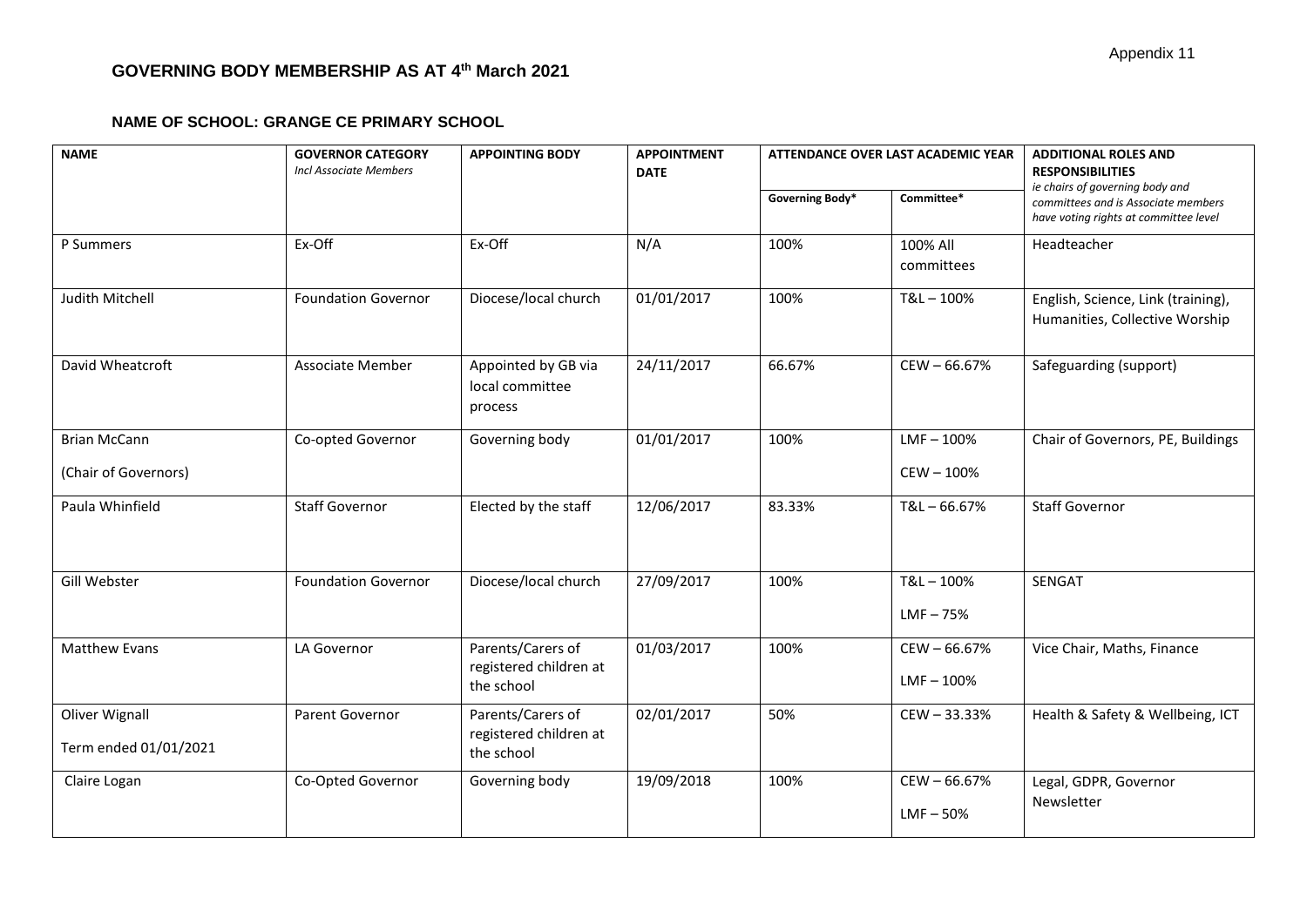Appendix 11

# GOVERNING BODY MEMBERSHIP AS AT 4th March 2021

## NAME OF SCHOOL: GRANGE CE PRIMARY SCHOOL

| NAME | GOVERNOR CATEGORY *Incl Associate Members* | APPOINTING BODY | APPOINTMENT DATE | ATTENDANCE OVER LAST ACADEMIC YEAR | | ADDITIONAL ROLES AND RESPONSIBILITIES *ie chairs of governing body and committees and is Associate members have voting rights at committee level* |
|---|---|---|---|---|---|---|
| | | | | Governing Body* | Committee* | |
| P Summers | Ex-Off | Ex-Off | N/A | 100% | 100% All committees | Headteacher |
| Judith Mitchell | Foundation Governor | Diocese/local church | 01/01/2017 | 100% | T&L – 100% | English, Science, Link (training), Humanities, Collective Worship |
| David Wheatcroft | Associate Member | Appointed by GB via local committee process | 24/11/2017 | 66.67% | CEW – 66.67% | Safeguarding (support) |
| Brian McCann (Chair of Governors) | Co-opted Governor | Governing body | 01/01/2017 | 100% | LMF – 100% CEW – 100% | Chair of Governors, PE, Buildings |
| Paula Whinfield | Staff Governor | Elected by the staff | 12/06/2017 | 83.33% | T&L – 66.67% | Staff Governor |
| Gill Webster | Foundation Governor | Diocese/local church | 27/09/2017 | 100% | T&L – 100% LMF – 75% | SENGAT |
| Matthew Evans | LA Governor | Parents/Carers of registered children at the school | 01/03/2017 | 100% | CEW – 66.67% LMF – 100% | Vice Chair, Maths, Finance |
| Oliver Wignall Term ended 01/01/2021 | Parent Governor | Parents/Carers of registered children at the school | 02/01/2017 | 50% | CEW – 33.33% | Health & Safety & Wellbeing, ICT |
| Claire Logan | Co-Opted Governor | Governing body | 19/09/2018 | 100% | CEW – 66.67% LMF – 50% | Legal, GDPR, Governor Newsletter |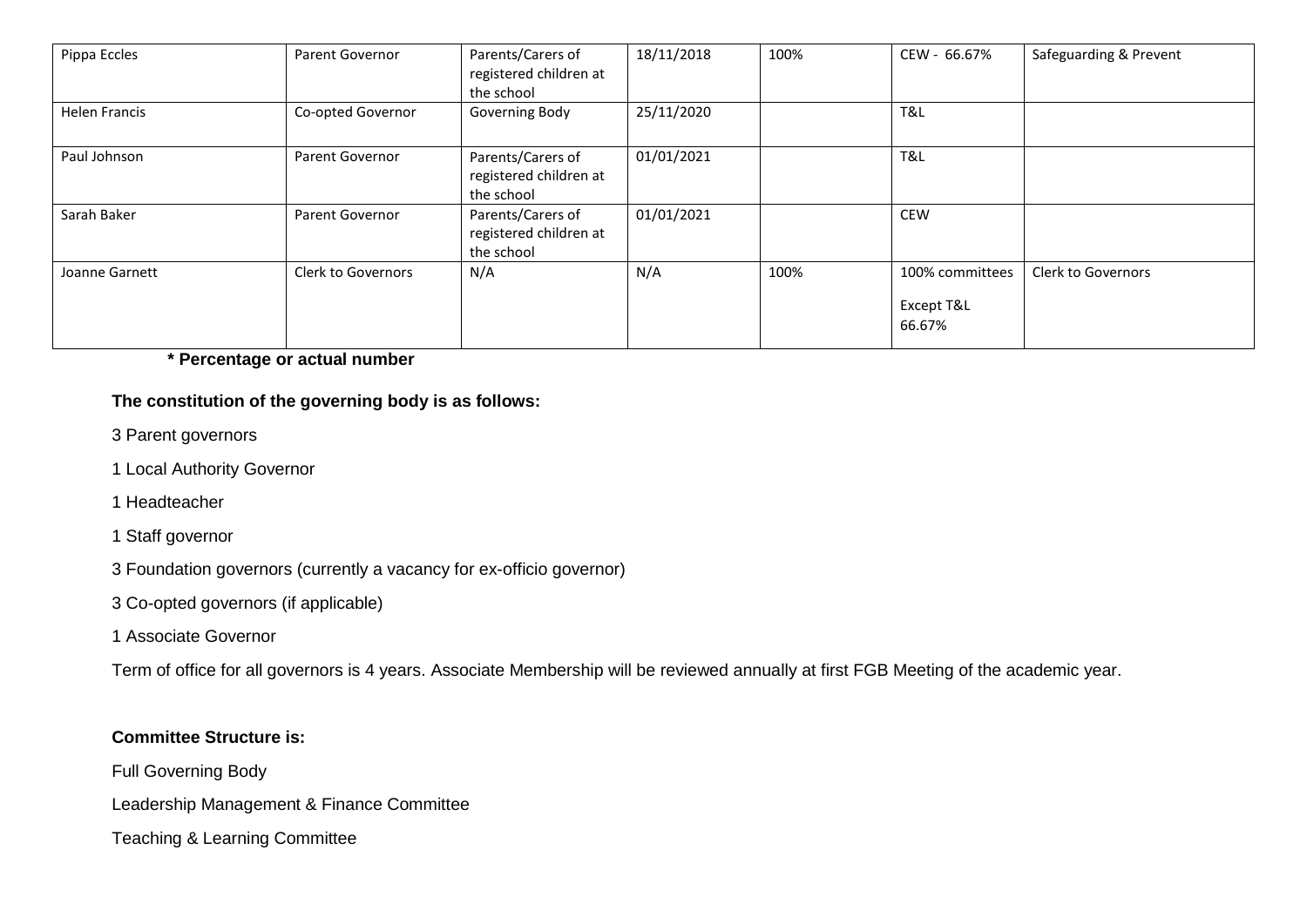| | | | | | | |
|---|---|---|---|---|---|---|
| Pippa Eccles | Parent Governor | Parents/Carers of registered children at the school | 18/11/2018 | 100% | CEW - 66.67% | Safeguarding & Prevent |
| Helen Francis | Co-opted Governor | Governing Body | 25/11/2020 | | T&L | |
| Paul Johnson | Parent Governor | Parents/Carers of registered children at the school | 01/01/2021 | | T&L | |
| Sarah Baker | Parent Governor | Parents/Carers of registered children at the school | 01/01/2021 | | CEW | |
| Joanne Garnett | Clerk to Governors | N/A | N/A | 100% | 100% committees<br><br>Except T&L 66.67% | Clerk to Governors |

**\* Percentage or actual number**

**The constitution of the governing body is as follows:**

3 Parent governors

1 Local Authority Governor

1 Headteacher

1 Staff governor

3 Foundation governors (currently a vacancy for ex-officio governor)

3 Co-opted governors (if applicable)

1 Associate Governor

Term of office for all governors is 4 years. Associate Membership will be reviewed annually at first FGB Meeting of the academic year.

**Committee Structure is:**

Full Governing Body

Leadership Management & Finance Committee

Teaching & Learning Committee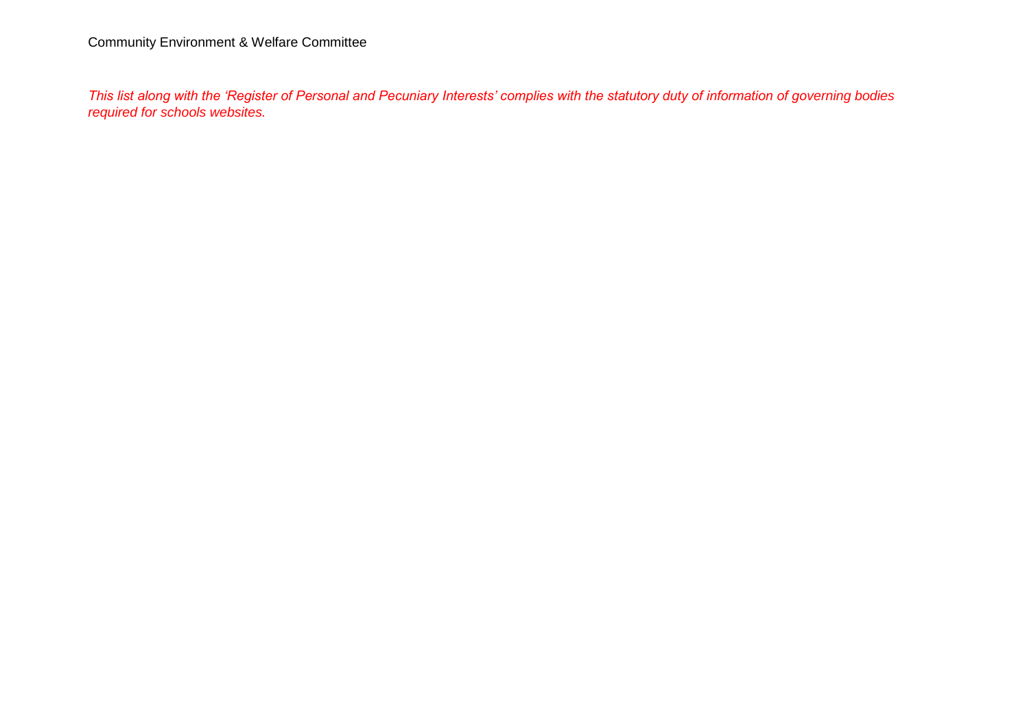Community Environment & Welfare Committee

*This list along with the 'Register of Personal and Pecuniary Interests' complies with the statutory duty of information of governing bodies required for schools websites.*